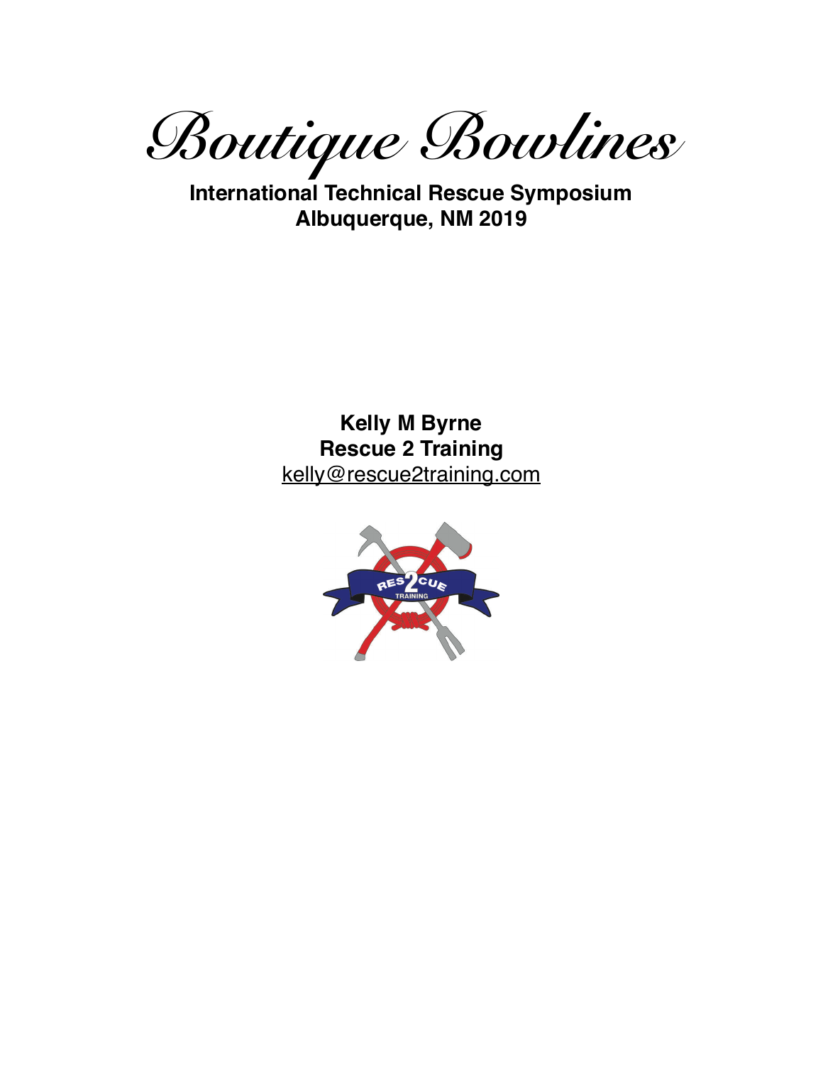# *Boutique Bowlines*

**International Technical Rescue Symposium**
**Albuquerque, NM 2019**

**Kelly M Byrne**
**Rescue 2 Training**
kelly@rescue2training.com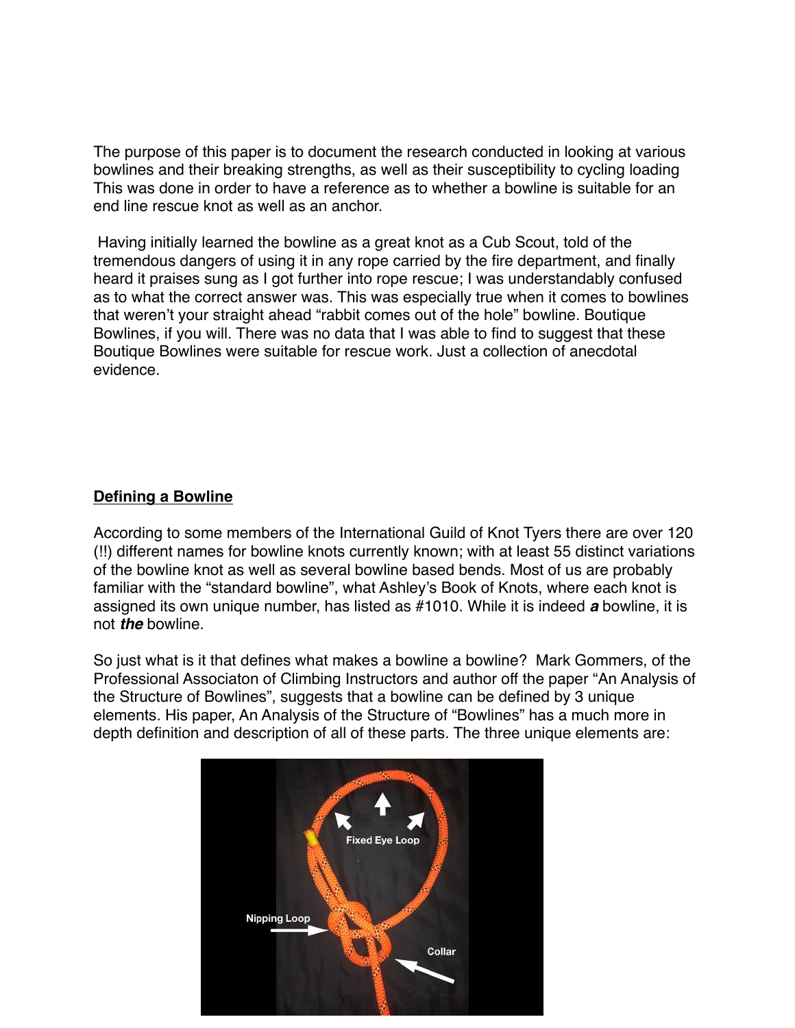The purpose of this paper is to document the research conducted in looking at various bowlines and their breaking strengths, as well as their susceptibility to cycling loading This was done in order to have a reference as to whether a bowline is suitable for an end line rescue knot as well as an anchor.

Having initially learned the bowline as a great knot as a Cub Scout, told of the tremendous dangers of using it in any rope carried by the fire department, and finally heard it praises sung as I got further into rope rescue; I was understandably confused as to what the correct answer was. This was especially true when it comes to bowlines that weren't your straight ahead "rabbit comes out of the hole" bowline. Boutique Bowlines, if you will. There was no data that I was able to find to suggest that these Boutique Bowlines were suitable for rescue work. Just a collection of anecdotal evidence.

## Defining a Bowline

According to some members of the International Guild of Knot Tyers there are over 120 (!!) different names for bowline knots currently known; with at least 55 distinct variations of the bowline knot as well as several bowline based bends. Most of us are probably familiar with the "standard bowline", what Ashley's Book of Knots, where each knot is assigned its own unique number, has listed as #1010. While it is indeed ***a*** bowline, it is not ***the*** bowline.

So just what is it that defines what makes a bowline a bowline? Mark Gommers, of the Professional Associaton of Climbing Instructors and author off the paper "An Analysis of the Structure of Bowlines", suggests that a bowline can be defined by 3 unique elements. His paper, An Analysis of the Structure of "Bowlines" has a much more in depth definition and description of all of these parts. The three unique elements are:

Fixed Eye Loop

Nipping Loop

Collar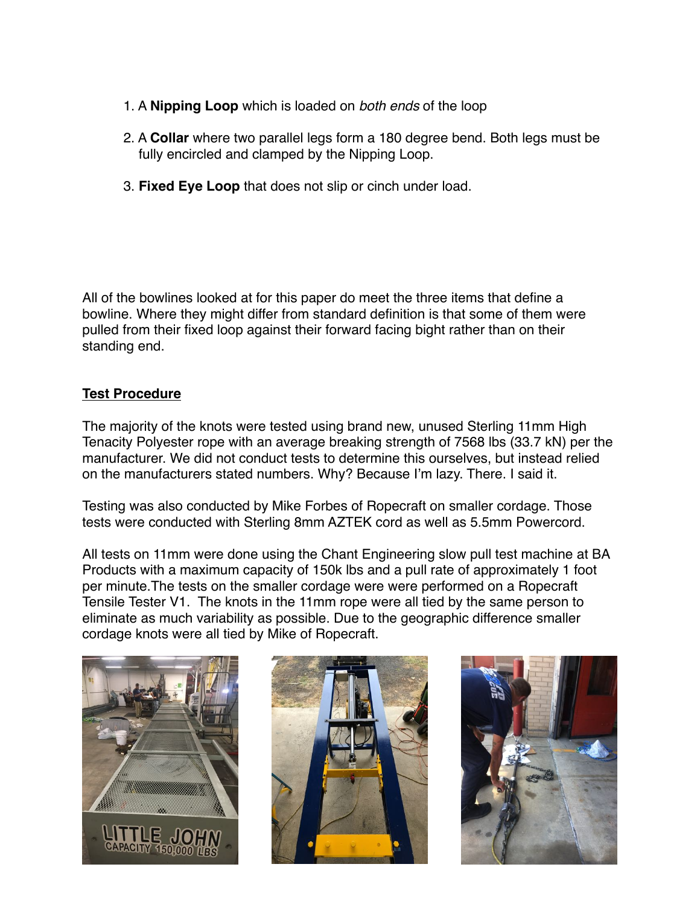1. A **Nipping Loop** which is loaded on *both ends* of the loop

2. A **Collar** where two parallel legs form a 180 degree bend. Both legs must be fully encircled and clamped by the Nipping Loop.

3. **Fixed Eye Loop** that does not slip or cinch under load.

All of the bowlines looked at for this paper do meet the three items that define a bowline. Where they might differ from standard definition is that some of them were pulled from their fixed loop against their forward facing bight rather than on their standing end.

## **Test Procedure**

The majority of the knots were tested using brand new, unused Sterling 11mm High Tenacity Polyester rope with an average breaking strength of 7568 lbs (33.7 kN) per the manufacturer. We did not conduct tests to determine this ourselves, but instead relied on the manufacturers stated numbers. Why? Because I'm lazy. There. I said it.

Testing was also conducted by Mike Forbes of Ropecraft on smaller cordage. Those tests were conducted with Sterling 8mm AZTEK cord as well as 5.5mm Powercord.

All tests on 11mm were done using the Chant Engineering slow pull test machine at BA Products with a maximum capacity of 150k lbs and a pull rate of approximately 1 foot per minute.The tests on the smaller cordage were were performed on a Ropecraft Tensile Tester V1. The knots in the 11mm rope were all tied by the same person to eliminate as much variability as possible. Due to the geographic difference smaller cordage knots were all tied by Mike of Ropecraft.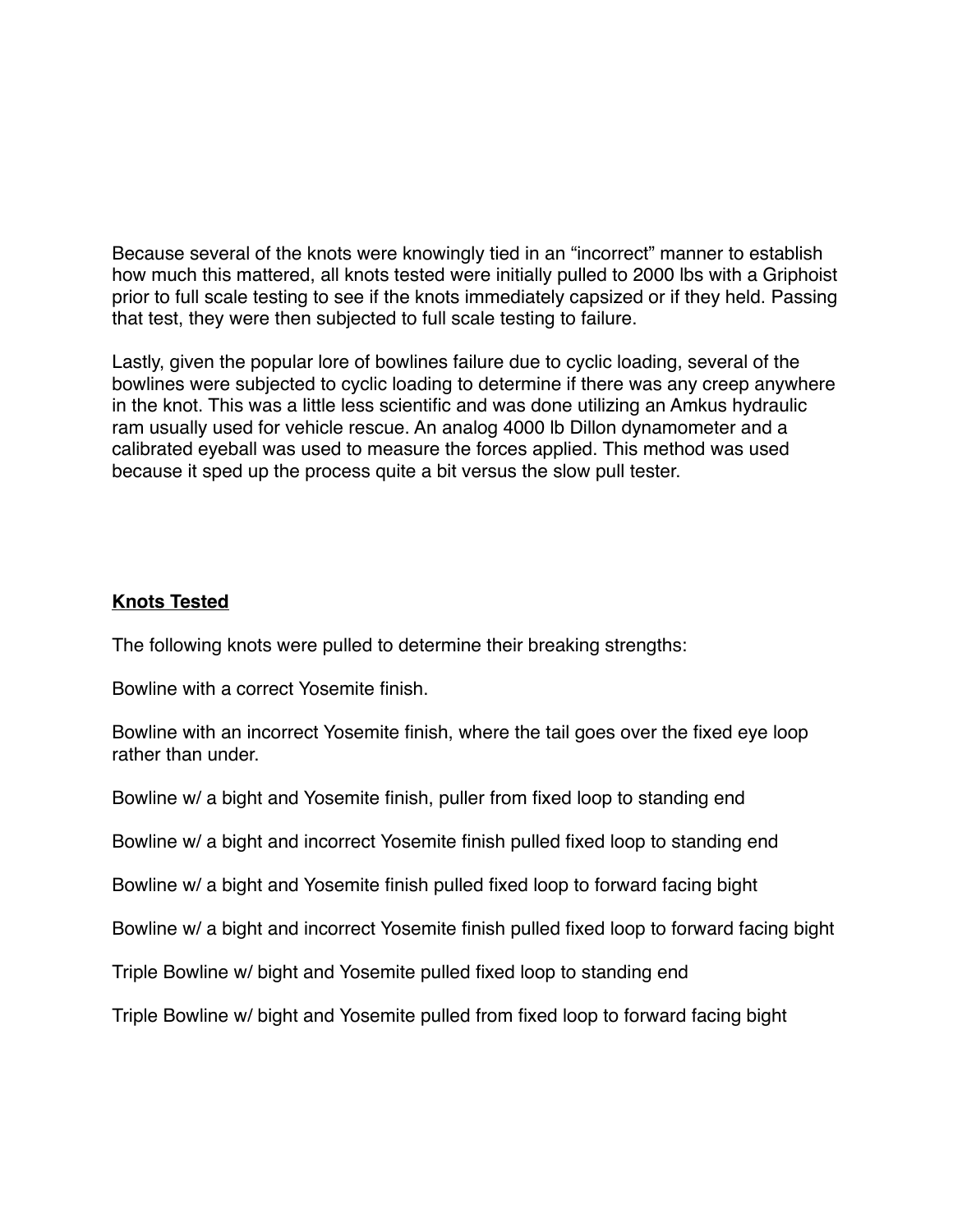Because several of the knots were knowingly tied in an “incorrect” manner to establish how much this mattered, all knots tested were initially pulled to 2000 lbs with a Griphoist prior to full scale testing to see if the knots immediately capsized or if they held. Passing that test, they were then subjected to full scale testing to failure.

Lastly, given the popular lore of bowlines failure due to cyclic loading, several of the bowlines were subjected to cyclic loading to determine if there was any creep anywhere in the knot. This was a little less scientific and was done utilizing an Amkus hydraulic ram usually used for vehicle rescue. An analog 4000 lb Dillon dynamometer and a calibrated eyeball was used to measure the forces applied. This method was used because it sped up the process quite a bit versus the slow pull tester.

**Knots Tested**

The following knots were pulled to determine their breaking strengths:

Bowline with a correct Yosemite finish.

Bowline with an incorrect Yosemite finish, where the tail goes over the fixed eye loop rather than under.

Bowline w/ a bight and Yosemite finish, puller from fixed loop to standing end

Bowline w/ a bight and incorrect Yosemite finish pulled fixed loop to standing end

Bowline w/ a bight and Yosemite finish pulled fixed loop to forward facing bight

Bowline w/ a bight and incorrect Yosemite finish pulled fixed loop to forward facing bight

Triple Bowline w/ bight and Yosemite pulled fixed loop to standing end

Triple Bowline w/ bight and Yosemite pulled from fixed loop to forward facing bight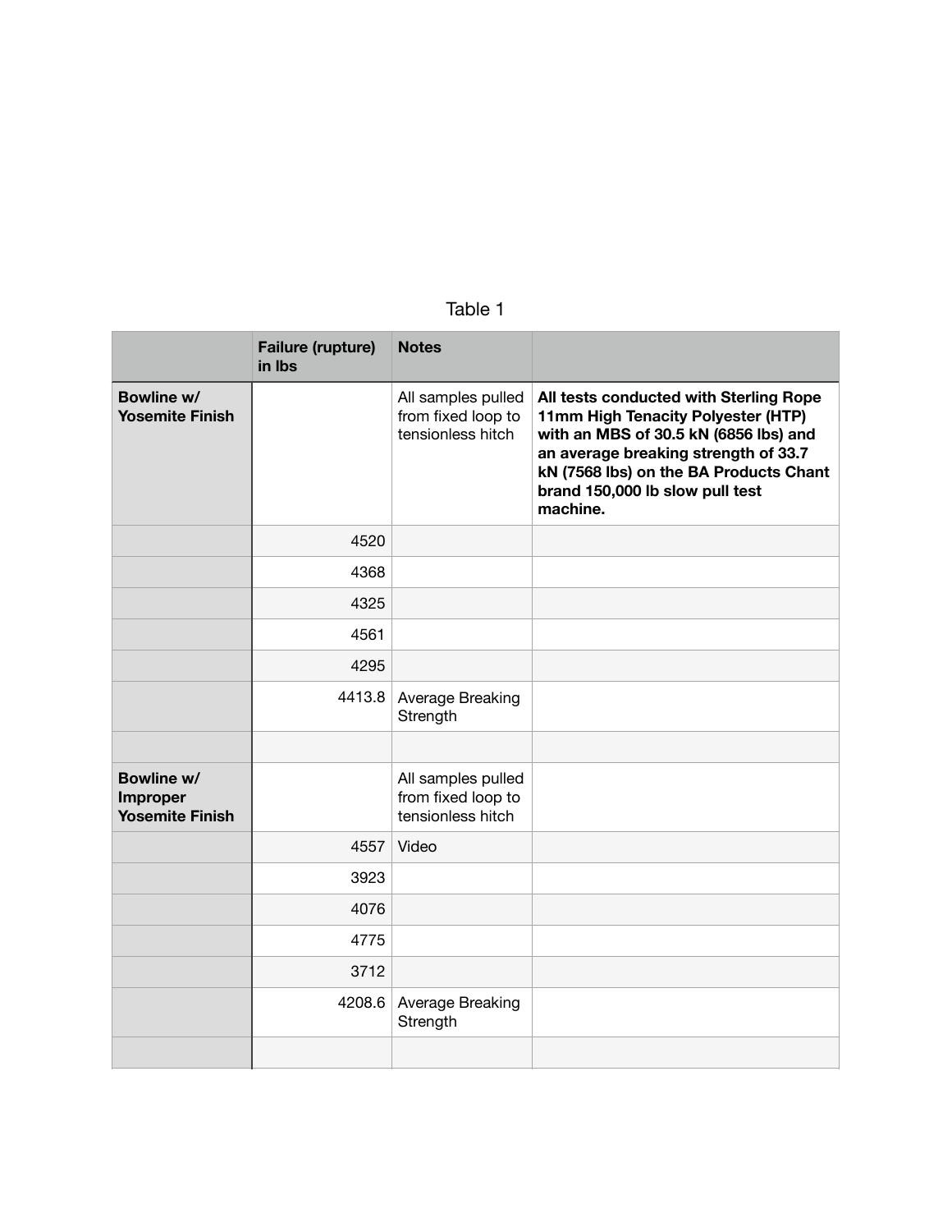Table 1

| | Failure (rupture) in lbs | Notes | |
|---|---|---|---|
| **Bowline w/ Yosemite Finish** | | All samples pulled from fixed loop to tensionless hitch | **All tests conducted with Sterling Rope 11mm High Tenacity Polyester (HTP) with an MBS of 30.5 kN (6856 lbs) and an average breaking strength of 33.7 kN (7568 lbs) on the BA Products Chant brand 150,000 lb slow pull test machine.** |
| | 4520 | | |
| | 4368 | | |
| | 4325 | | |
| | 4561 | | |
| | 4295 | | |
| | 4413.8 | Average Breaking Strength | |
| | | | |
| **Bowline w/ Improper Yosemite Finish** | | All samples pulled from fixed loop to tensionless hitch | |
| | 4557 | Video | |
| | 3923 | | |
| | 4076 | | |
| | 4775 | | |
| | 3712 | | |
| | 4208.6 | Average Breaking Strength | |
| | | | |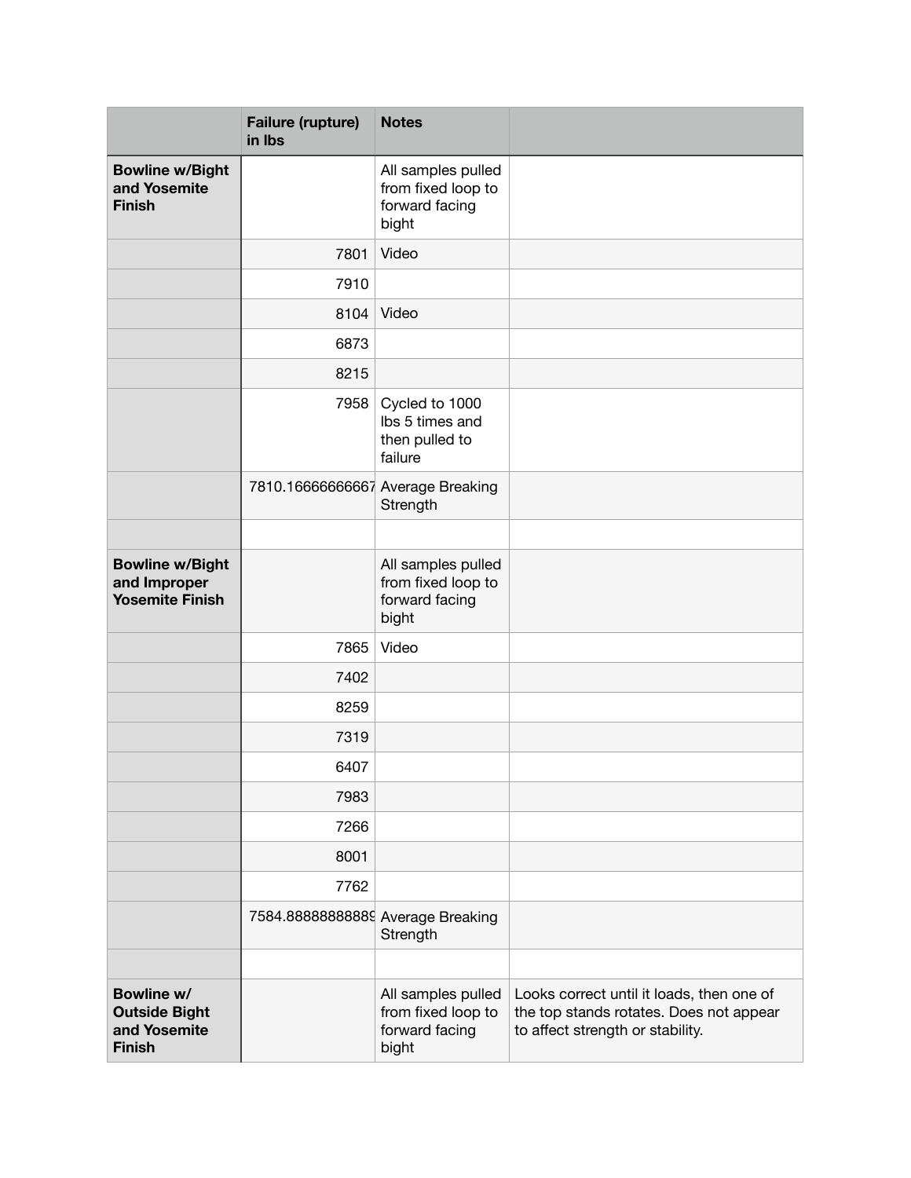| | Failure (rupture) in lbs | Notes | |
|---|---|---|---|
| **Bowline w/Bight and Yosemite Finish** | | All samples pulled from fixed loop to forward facing bight | |
| | 7801 | Video | |
| | 7910 | | |
| | 8104 | Video | |
| | 6873 | | |
| | 8215 | | |
| | 7958 | Cycled to 1000 lbs 5 times and then pulled to failure | |
| | 7810.16666666667 | Average Breaking Strength | |
| | | | |
| **Bowline w/Bight and Improper Yosemite Finish** | | All samples pulled from fixed loop to forward facing bight | |
| | 7865 | Video | |
| | 7402 | | |
| | 8259 | | |
| | 7319 | | |
| | 6407 | | |
| | 7983 | | |
| | 7266 | | |
| | 8001 | | |
| | 7762 | | |
| | 7584.88888888889 | Average Breaking Strength | |
| | | | |
| **Bowline w/ Outside Bight and Yosemite Finish** | | All samples pulled from fixed loop to forward facing bight | Looks correct until it loads, then one of the top stands rotates. Does not appear to affect strength or stability. |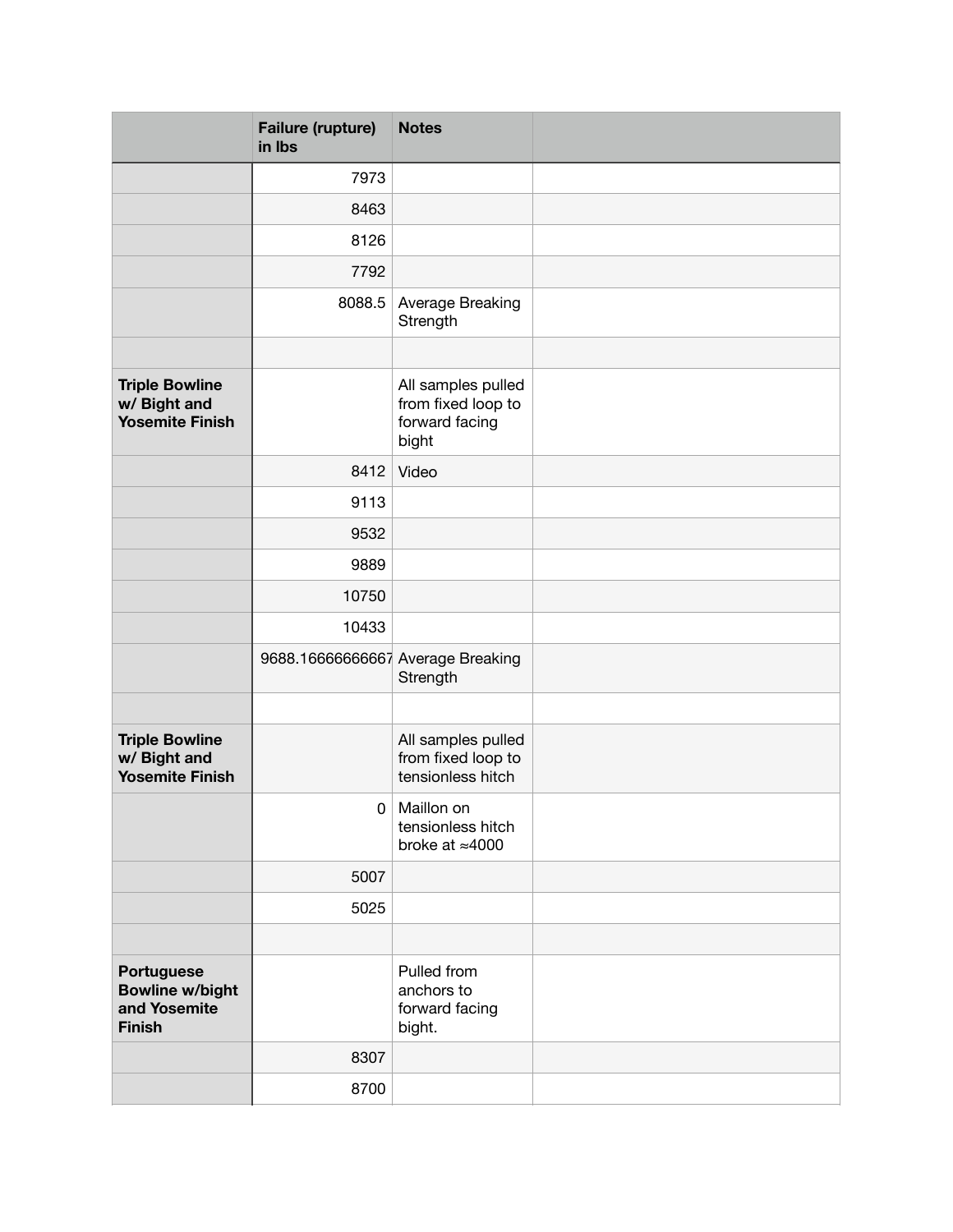| | Failure (rupture) in lbs | Notes | |
|---|---|---|---|
| | 7973 | | |
| | 8463 | | |
| | 8126 | | |
| | 7792 | | |
| | 8088.5 | Average Breaking Strength | |
| | | | |
| **Triple Bowline w/ Bight and Yosemite Finish** | | All samples pulled from fixed loop to forward facing bight | |
| | 8412 | Video | |
| | 9113 | | |
| | 9532 | | |
| | 9889 | | |
| | 10750 | | |
| | 10433 | | |
| | 9688.16666666667 | Average Breaking Strength | |
| | | | |
| **Triple Bowline w/ Bight and Yosemite Finish** | | All samples pulled from fixed loop to tensionless hitch | |
| | 0 | Maillon on tensionless hitch broke at ≈4000 | |
| | 5007 | | |
| | 5025 | | |
| | | | |
| **Portuguese Bowline w/bight and Yosemite Finish** | | Pulled from anchors to forward facing bight. | |
| | 8307 | | |
| | 8700 | | |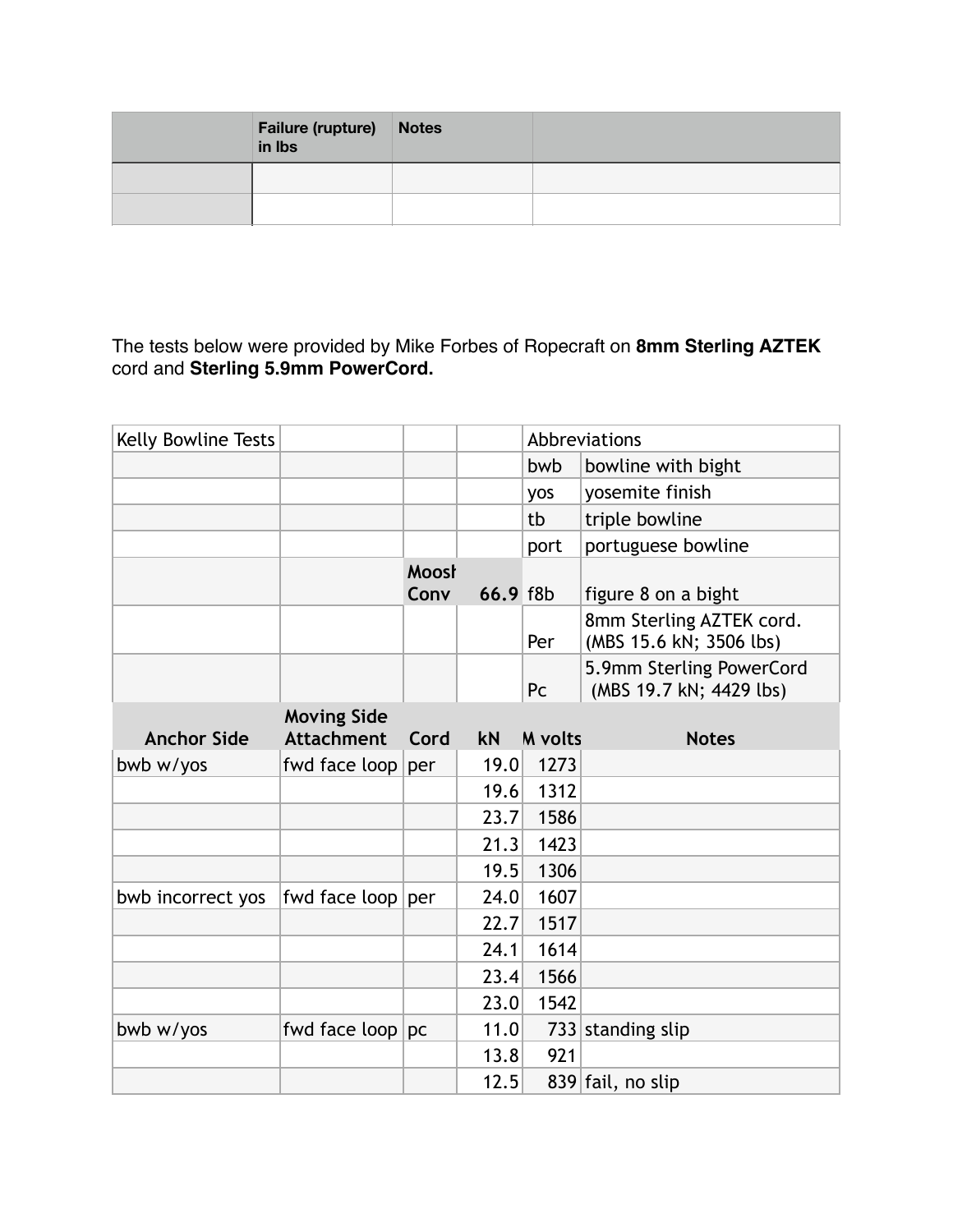| | Failure (rupture) in lbs | Notes | |
|---|---|---|---|
| | | | |
| | | | |

The tests below were provided by Mike Forbes of Ropecraft on **8mm Sterling AZTEK** cord and **Sterling 5.9mm PowerCord.**

| Kelly Bowline Tests | | | | Abbreviations | |
|---|---|---|---|---|---|
| | | | | bwb | bowline with bight |
| | | | | yos | yosemite finish |
| | | | | tb | triple bowline |
| | | | | port | portuguese bowline |
| | | Moosh Conv | 66.9 | f8b | figure 8 on a bight |
| | | | | Per | 8mm Sterling AZTEK cord. (MBS 15.6 kN; 3506 lbs) |
| | | | | Pc | 5.9mm Sterling PowerCord (MBS 19.7 kN; 4429 lbs) |
| **Anchor Side** | **Moving Side Attachment** | **Cord** | **kN** | **M volts** | **Notes** |
| bwb w/yos | fwd face loop | per | 19.0 | 1273 | |
| | | | 19.6 | 1312 | |
| | | | 23.7 | 1586 | |
| | | | 21.3 | 1423 | |
| | | | 19.5 | 1306 | |
| bwb incorrect yos | fwd face loop | per | 24.0 | 1607 | |
| | | | 22.7 | 1517 | |
| | | | 24.1 | 1614 | |
| | | | 23.4 | 1566 | |
| | | | 23.0 | 1542 | |
| bwb w/yos | fwd face loop | pc | 11.0 | 733 | standing slip |
| | | | 13.8 | 921 | |
| | | | 12.5 | 839 | fail, no slip |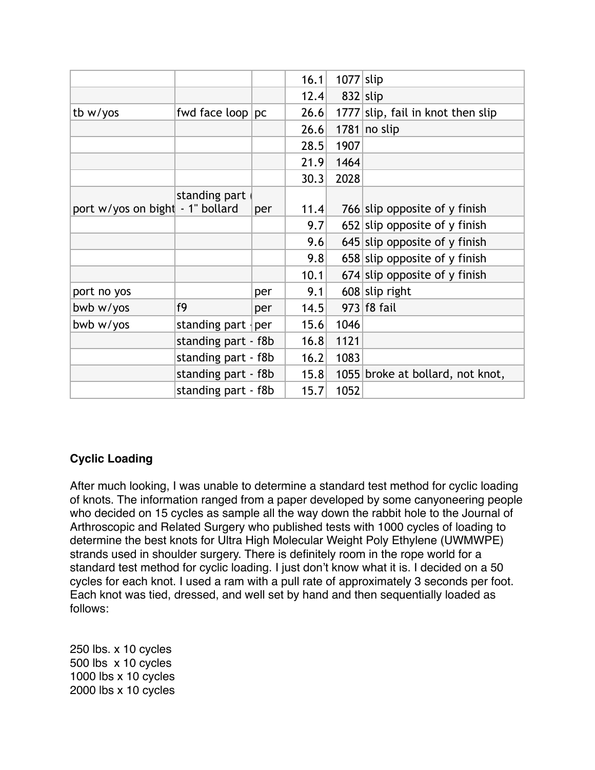| | | | | | |
|---|---|---|---|---|---|
| | | | 16.1 | 1077 | slip |
| | | | 12.4 | 832 | slip |
| tb w/yos | fwd face loop | pc | 26.6 | 1777 | slip, fail in knot then slip |
| | | | 26.6 | 1781 | no slip |
| | | | 28.5 | 1907 | |
| | | | 21.9 | 1464 | |
| | | | 30.3 | 2028 | |
| port w/yos on bight | standing part ( - 1" bollard | per | 11.4 | 766 | slip opposite of y finish |
| | | | 9.7 | 652 | slip opposite of y finish |
| | | | 9.6 | 645 | slip opposite of y finish |
| | | | 9.8 | 658 | slip opposite of y finish |
| | | | 10.1 | 674 | slip opposite of y finish |
| port no yos | | per | 9.1 | 608 | slip right |
| bwb w/yos | f9 | per | 14.5 | 973 | f8 fail |
| bwb w/yos | standing part - | per | 15.6 | 1046 | |
| | standing part - f8b | | 16.8 | 1121 | |
| | standing part - f8b | | 16.2 | 1083 | |
| | standing part - f8b | | 15.8 | 1055 | broke at bollard, not knot, |
| | standing part - f8b | | 15.7 | 1052 | |

**Cyclic Loading**

After much looking, I was unable to determine a standard test method for cyclic loading of knots. The information ranged from a paper developed by some canyoneering people who decided on 15 cycles as sample all the way down the rabbit hole to the Journal of Arthroscopic and Related Surgery who published tests with 1000 cycles of loading to determine the best knots for Ultra High Molecular Weight Poly Ethylene (UWMWPE) strands used in shoulder surgery. There is definitely room in the rope world for a standard test method for cyclic loading. I just don't know what it is. I decided on a 50 cycles for each knot. I used a ram with a pull rate of approximately 3 seconds per foot. Each knot was tied, dressed, and well set by hand and then sequentially loaded as follows:

250 lbs. x 10 cycles
500 lbs x 10 cycles
1000 lbs x 10 cycles
2000 lbs x 10 cycles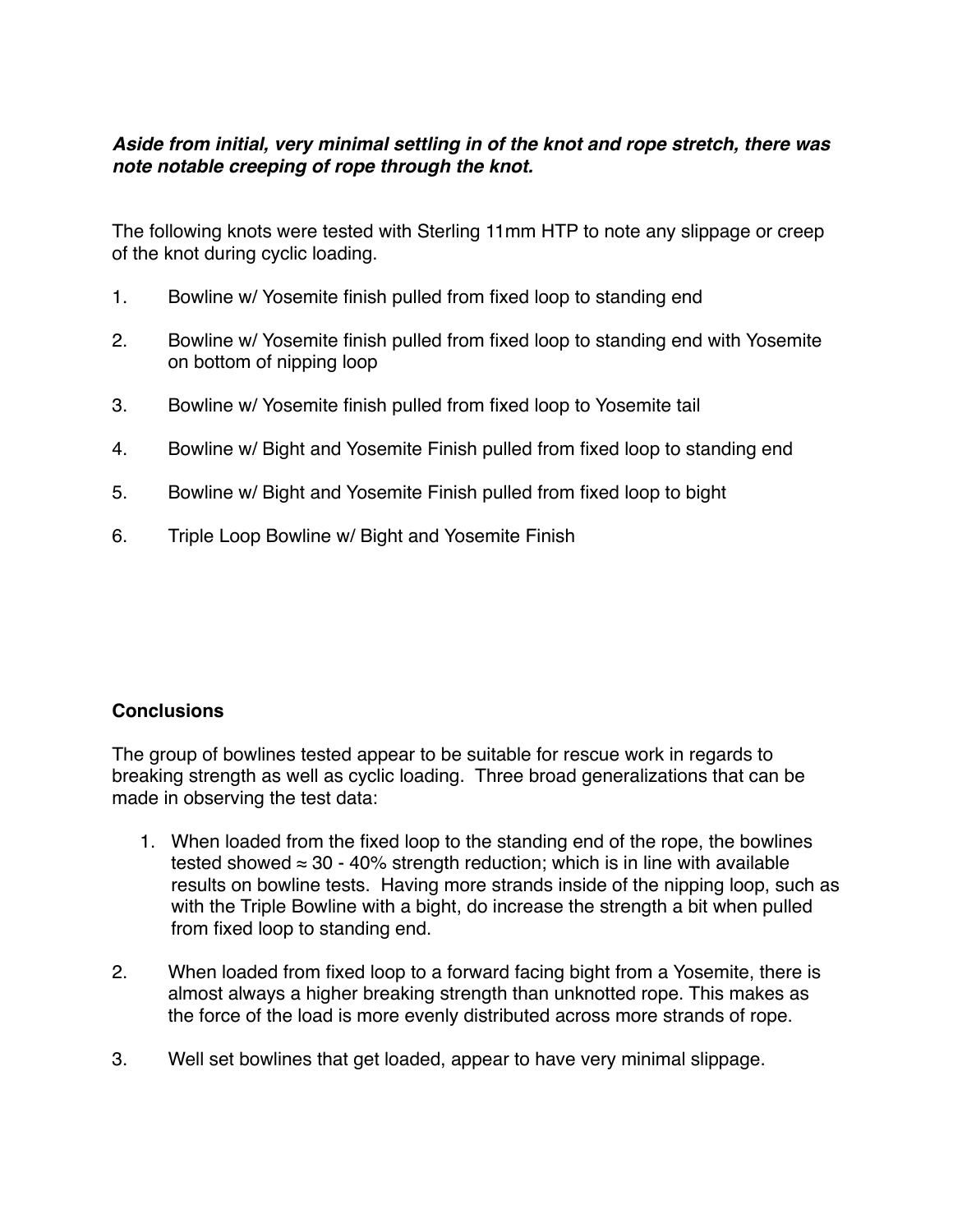***Aside from initial, very minimal settling in of the knot and rope stretch, there was note notable creeping of rope through the knot.***

The following knots were tested with Sterling 11mm HTP to note any slippage or creep of the knot during cyclic loading.

1. Bowline w/ Yosemite finish pulled from fixed loop to standing end
2. Bowline w/ Yosemite finish pulled from fixed loop to standing end with Yosemite on bottom of nipping loop
3. Bowline w/ Yosemite finish pulled from fixed loop to Yosemite tail
4. Bowline w/ Bight and Yosemite Finish pulled from fixed loop to standing end
5. Bowline w/ Bight and Yosemite Finish pulled from fixed loop to bight
6. Triple Loop Bowline w/ Bight and Yosemite Finish

**Conclusions**

The group of bowlines tested appear to be suitable for rescue work in regards to breaking strength as well as cyclic loading. Three broad generalizations that can be made in observing the test data:

1. When loaded from the fixed loop to the standing end of the rope, the bowlines tested showed ≈ 30 - 40% strength reduction; which is in line with available results on bowline tests. Having more strands inside of the nipping loop, such as with the Triple Bowline with a bight, do increase the strength a bit when pulled from fixed loop to standing end.
2. When loaded from fixed loop to a forward facing bight from a Yosemite, there is almost always a higher breaking strength than unknotted rope. This makes as the force of the load is more evenly distributed across more strands of rope.
3. Well set bowlines that get loaded, appear to have very minimal slippage.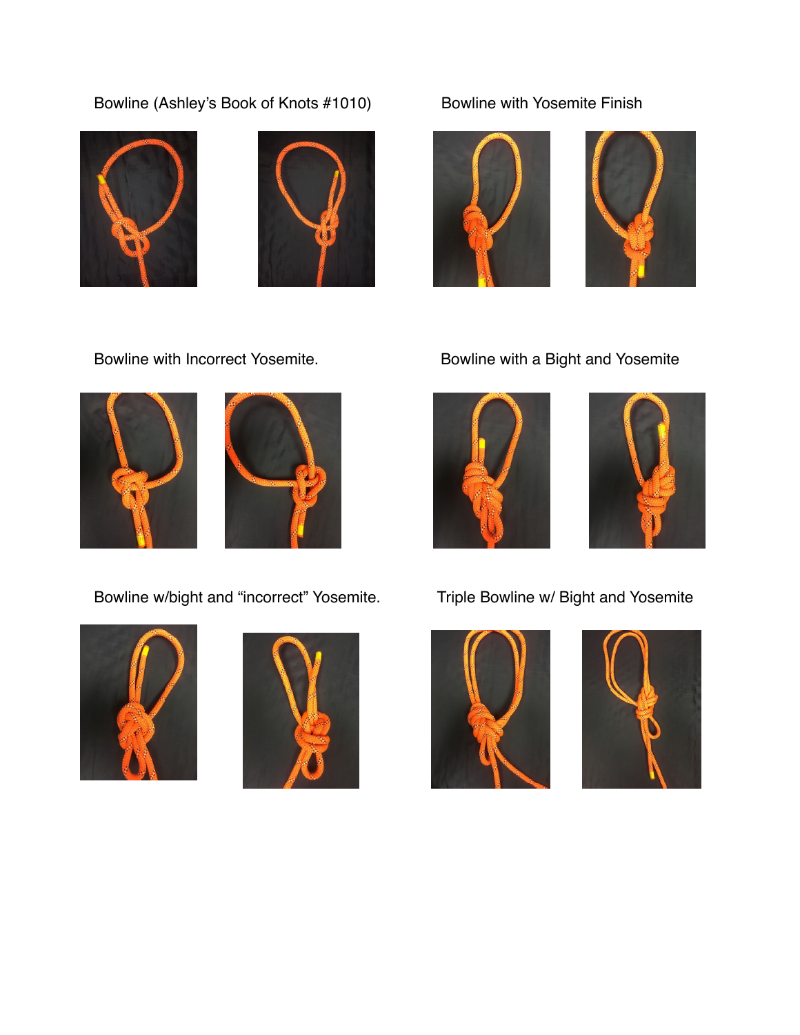Bowline (Ashley's Book of Knots #1010)

Bowline with Yosemite Finish

Bowline with Incorrect Yosemite.

Bowline with a Bight and Yosemite

Bowline w/bight and "incorrect" Yosemite.

Triple Bowline w/ Bight and Yosemite